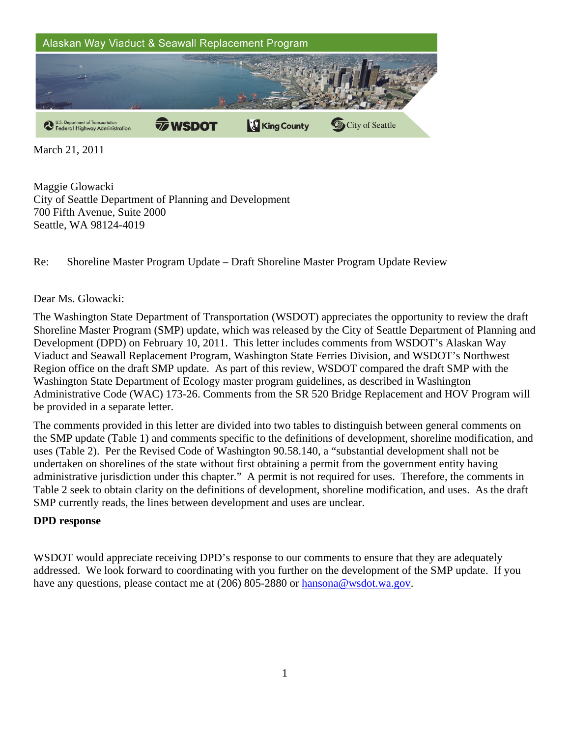Alaskan Way Viaduct & Seawall Replacement Program

U.S. Department of Transportation Federal Highway Administration | WSDOT | King County | City of Seattle

March 21, 2011

Maggie Glowacki
City of Seattle Department of Planning and Development
700 Fifth Avenue, Suite 2000
Seattle, WA 98124-4019

Re: Shoreline Master Program Update – Draft Shoreline Master Program Update Review

Dear Ms. Glowacki:

The Washington State Department of Transportation (WSDOT) appreciates the opportunity to review the draft Shoreline Master Program (SMP) update, which was released by the City of Seattle Department of Planning and Development (DPD) on February 10, 2011. This letter includes comments from WSDOT's Alaskan Way Viaduct and Seawall Replacement Program, Washington State Ferries Division, and WSDOT's Northwest Region office on the draft SMP update. As part of this review, WSDOT compared the draft SMP with the Washington State Department of Ecology master program guidelines, as described in Washington Administrative Code (WAC) 173-26. Comments from the SR 520 Bridge Replacement and HOV Program will be provided in a separate letter.

The comments provided in this letter are divided into two tables to distinguish between general comments on the SMP update (Table 1) and comments specific to the definitions of development, shoreline modification, and uses (Table 2). Per the Revised Code of Washington 90.58.140, a "substantial development shall not be undertaken on shorelines of the state without first obtaining a permit from the government entity having administrative jurisdiction under this chapter." A permit is not required for uses. Therefore, the comments in Table 2 seek to obtain clarity on the definitions of development, shoreline modification, and uses. As the draft SMP currently reads, the lines between development and uses are unclear.

**DPD response**

WSDOT would appreciate receiving DPD's response to our comments to ensure that they are adequately addressed. We look forward to coordinating with you further on the development of the SMP update. If you have any questions, please contact me at (206) 805-2880 or hansona@wsdot.wa.gov.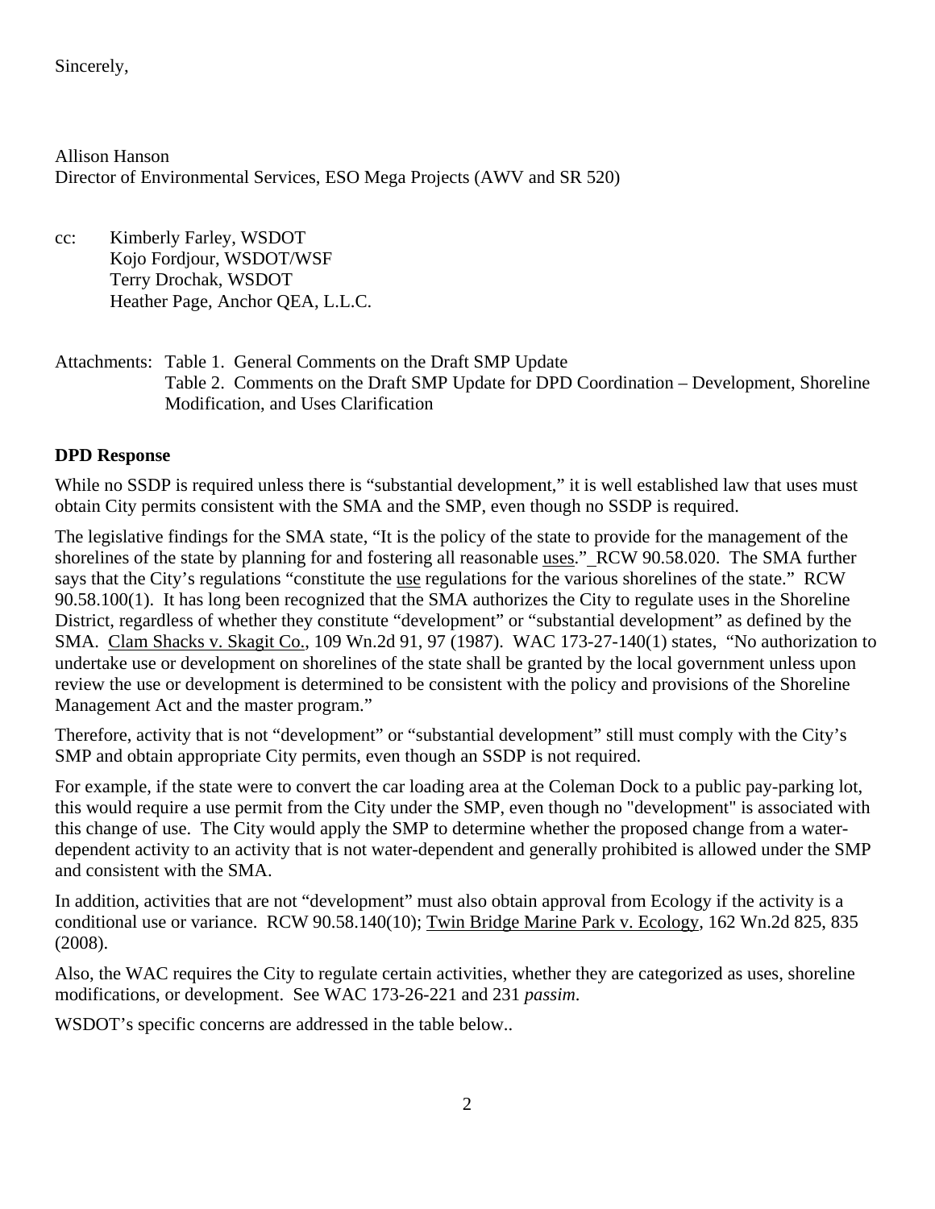Sincerely,

Allison Hanson
Director of Environmental Services, ESO Mega Projects (AWV and SR 520)

cc: Kimberly Farley, WSDOT
Kojo Fordjour, WSDOT/WSF
Terry Drochak, WSDOT
Heather Page, Anchor QEA, L.L.C.

Attachments: Table 1. General Comments on the Draft SMP Update
Table 2. Comments on the Draft SMP Update for DPD Coordination – Development, Shoreline Modification, and Uses Clarification

**DPD Response**

While no SSDP is required unless there is "substantial development," it is well established law that uses must obtain City permits consistent with the SMA and the SMP, even though no SSDP is required.

The legislative findings for the SMA state, "It is the policy of the state to provide for the management of the shorelines of the state by planning for and fostering all reasonable uses." RCW 90.58.020. The SMA further says that the City's regulations "constitute the use regulations for the various shorelines of the state." RCW 90.58.100(1). It has long been recognized that the SMA authorizes the City to regulate uses in the Shoreline District, regardless of whether they constitute "development" or "substantial development" as defined by the SMA. Clam Shacks v. Skagit Co., 109 Wn.2d 91, 97 (1987). WAC 173-27-140(1) states, "No authorization to undertake use or development on shorelines of the state shall be granted by the local government unless upon review the use or development is determined to be consistent with the policy and provisions of the Shoreline Management Act and the master program."

Therefore, activity that is not "development" or "substantial development" still must comply with the City's SMP and obtain appropriate City permits, even though an SSDP is not required.

For example, if the state were to convert the car loading area at the Coleman Dock to a public pay-parking lot, this would require a use permit from the City under the SMP, even though no "development" is associated with this change of use. The City would apply the SMP to determine whether the proposed change from a water-dependent activity to an activity that is not water-dependent and generally prohibited is allowed under the SMP and consistent with the SMA.

In addition, activities that are not "development" must also obtain approval from Ecology if the activity is a conditional use or variance. RCW 90.58.140(10); Twin Bridge Marine Park v. Ecology, 162 Wn.2d 825, 835 (2008).

Also, the WAC requires the City to regulate certain activities, whether they are categorized as uses, shoreline modifications, or development. See WAC 173-26-221 and 231 *passim*.

WSDOT's specific concerns are addressed in the table below..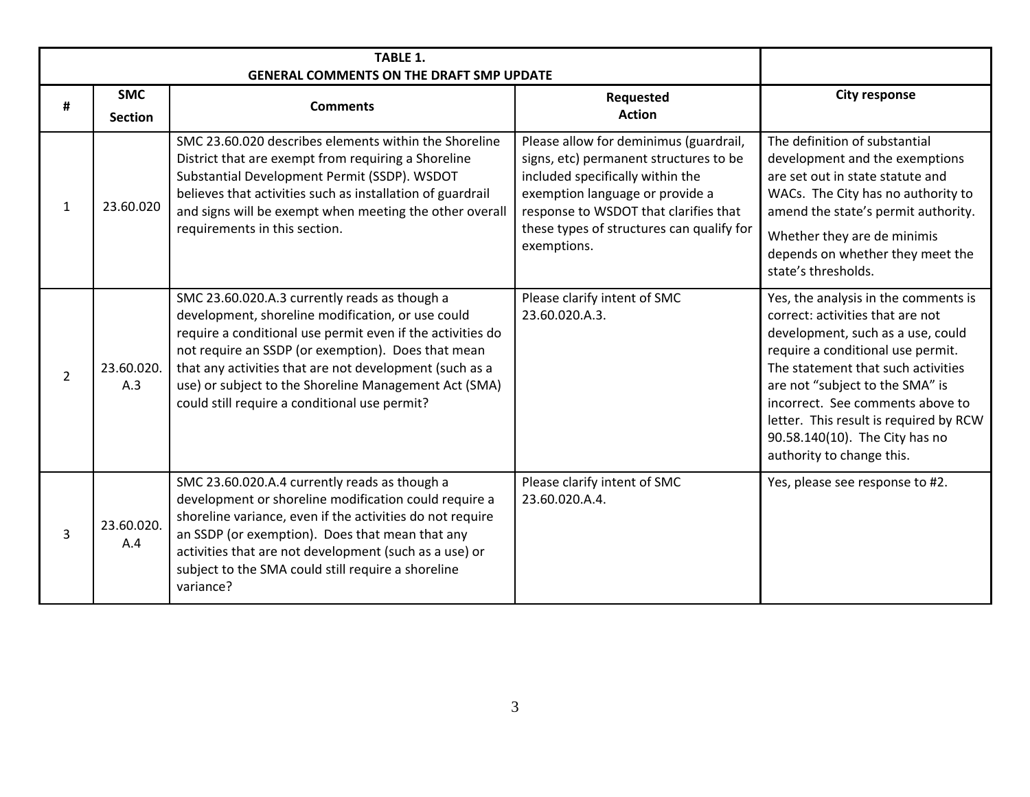| TABLE 1. GENERAL COMMENTS ON THE DRAFT SMP UPDATE | | | | |
|---|---|---|---|---|
| **#** | **SMC Section** | **Comments** | **Requested Action** | **City response** |
| 1 | 23.60.020 | SMC 23.60.020 describes elements within the Shoreline District that are exempt from requiring a Shoreline Substantial Development Permit (SSDP). WSDOT believes that activities such as installation of guardrail and signs will be exempt when meeting the other overall requirements in this section. | Please allow for deminimus (guardrail, signs, etc) permanent structures to be included specifically within the exemption language or provide a response to WSDOT that clarifies that these types of structures can qualify for exemptions. | The definition of substantial development and the exemptions are set out in state statute and WACs. The City has no authority to amend the state's permit authority.<br><br>Whether they are de minimis depends on whether they meet the state's thresholds. |
| 2 | 23.60.020.A.3 | SMC 23.60.020.A.3 currently reads as though a development, shoreline modification, or use could require a conditional use permit even if the activities do not require an SSDP (or exemption). Does that mean that any activities that are not development (such as a use) or subject to the Shoreline Management Act (SMA) could still require a conditional use permit? | Please clarify intent of SMC 23.60.020.A.3. | Yes, the analysis in the comments is correct: activities that are not development, such as a use, could require a conditional use permit. The statement that such activities are not "subject to the SMA" is incorrect. See comments above to letter. This result is required by RCW 90.58.140(10). The City has no authority to change this. |
| 3 | 23.60.020.A.4 | SMC 23.60.020.A.4 currently reads as though a development or shoreline modification could require a shoreline variance, even if the activities do not require an SSDP (or exemption). Does that mean that any activities that are not development (such as a use) or subject to the SMA could still require a shoreline variance? | Please clarify intent of SMC 23.60.020.A.4. | Yes, please see response to #2. |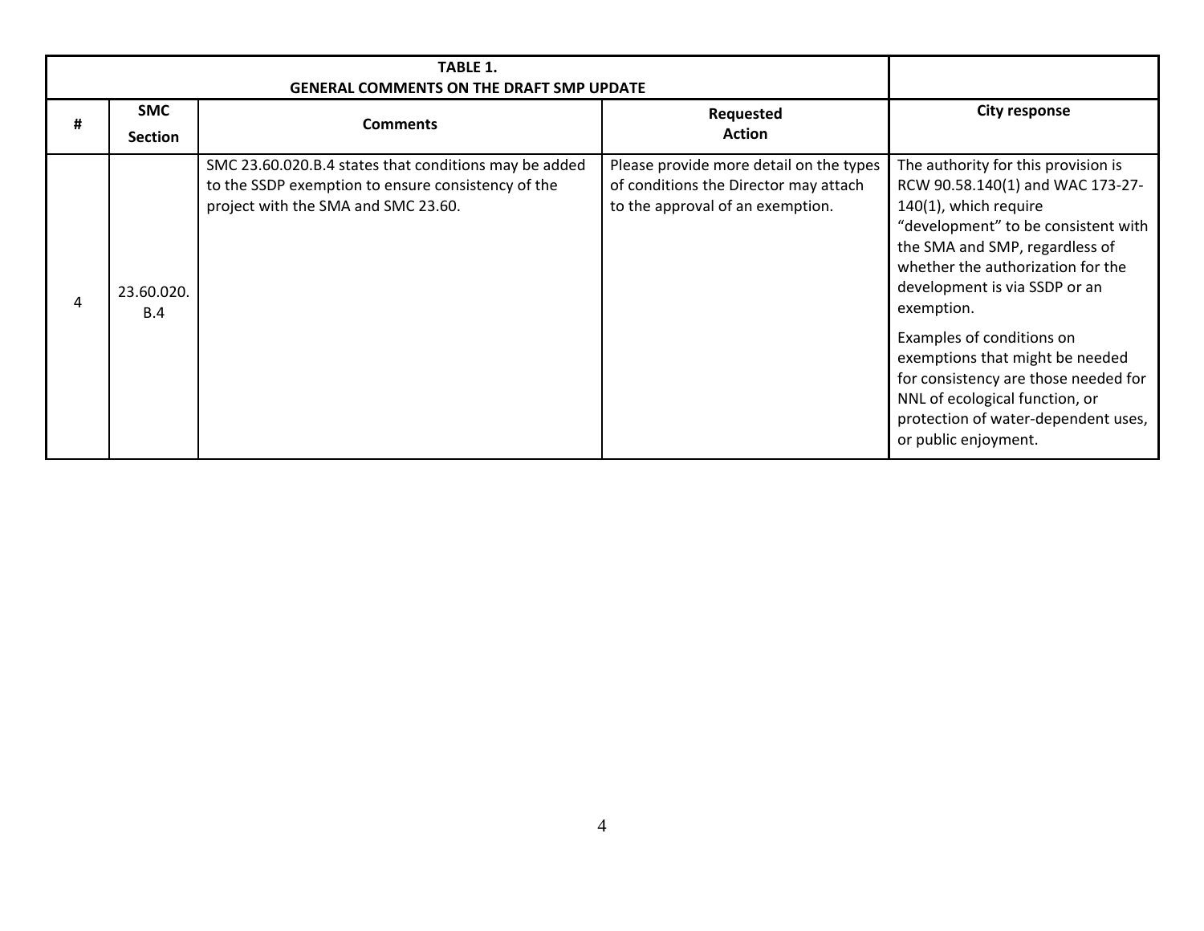| TABLE 1. GENERAL COMMENTS ON THE DRAFT SMP UPDATE | | | | |
|---|---|---|---|---|
| **#** | **SMC Section** | **Comments** | **Requested Action** | **City response** |
| 4 | 23.60.020. B.4 | SMC 23.60.020.B.4 states that conditions may be added to the SSDP exemption to ensure consistency of the project with the SMA and SMC 23.60. | Please provide more detail on the types of conditions the Director may attach to the approval of an exemption. | The authority for this provision is RCW 90.58.140(1) and WAC 173-27-140(1), which require "development" to be consistent with the SMA and SMP, regardless of whether the authorization for the development is via SSDP or an exemption.<br><br>Examples of conditions on exemptions that might be needed for consistency are those needed for NNL of ecological function, or protection of water-dependent uses, or public enjoyment. |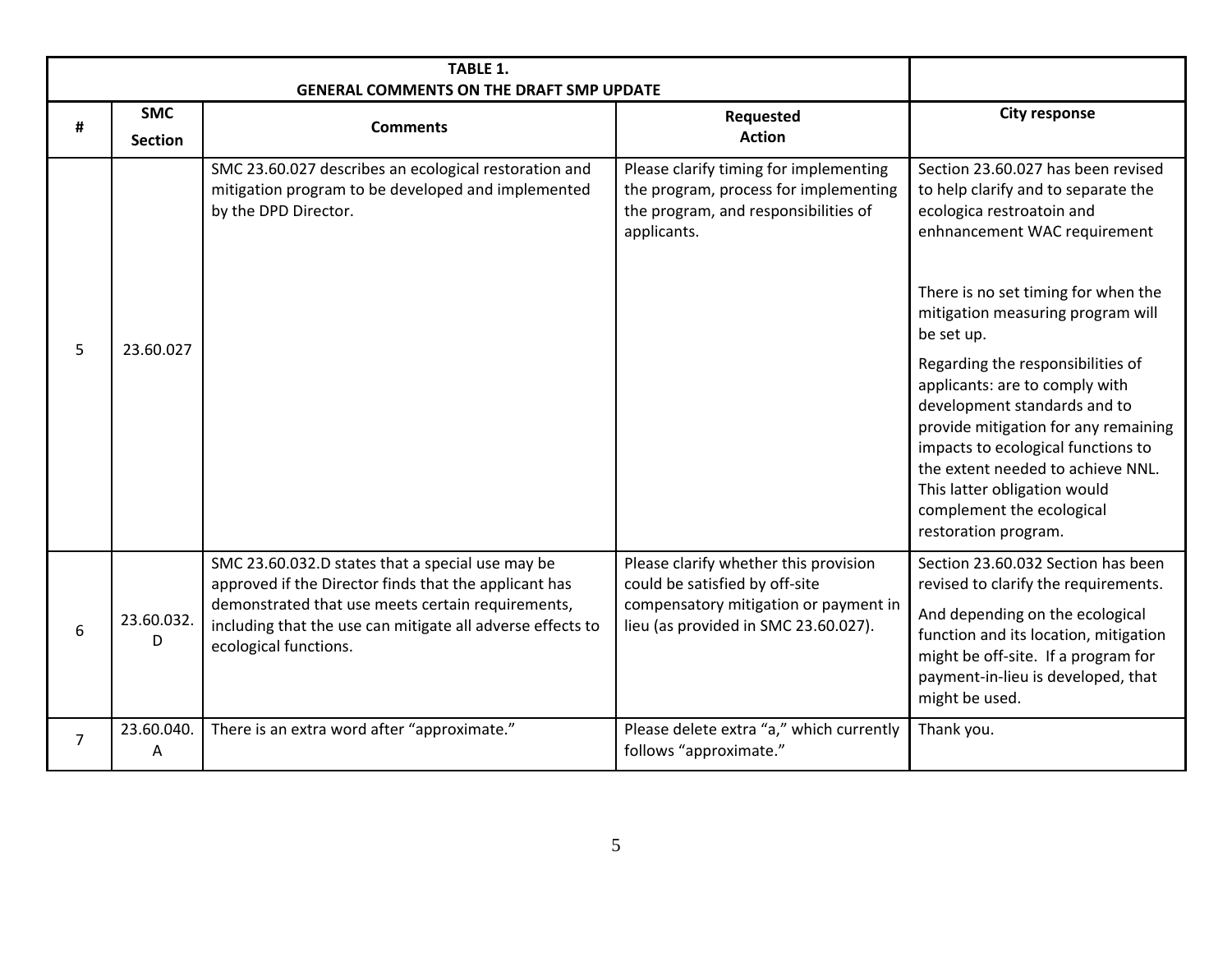| TABLE 1. GENERAL COMMENTS ON THE DRAFT SMP UPDATE | | | | |
|---|---|---|---|---|
| # | SMC Section | Comments | Requested Action | City response |
| 5 | 23.60.027 | SMC 23.60.027 describes an ecological restoration and mitigation program to be developed and implemented by the DPD Director. | Please clarify timing for implementing the program, process for implementing the program, and responsibilities of applicants. | Section 23.60.027 has been revised to help clarify and to separate the ecologica restroatoin and enhnancement WAC requirement<br><br>There is no set timing for when the mitigation measuring program will be set up.<br><br>Regarding the responsibilities of applicants: are to comply with development standards and to provide mitigation for any remaining impacts to ecological functions to the extent needed to achieve NNL. This latter obligation would complement the ecological restoration program. |
| 6 | 23.60.032.D | SMC 23.60.032.D states that a special use may be approved if the Director finds that the applicant has demonstrated that use meets certain requirements, including that the use can mitigate all adverse effects to ecological functions. | Please clarify whether this provision could be satisfied by off-site compensatory mitigation or payment in lieu (as provided in SMC 23.60.027). | Section 23.60.032 Section has been revised to clarify the requirements.<br><br>And depending on the ecological function and its location, mitigation might be off-site. If a program for payment-in-lieu is developed, that might be used. |
| 7 | 23.60.040.A | There is an extra word after "approximate." | Please delete extra "a," which currently follows "approximate." | Thank you. |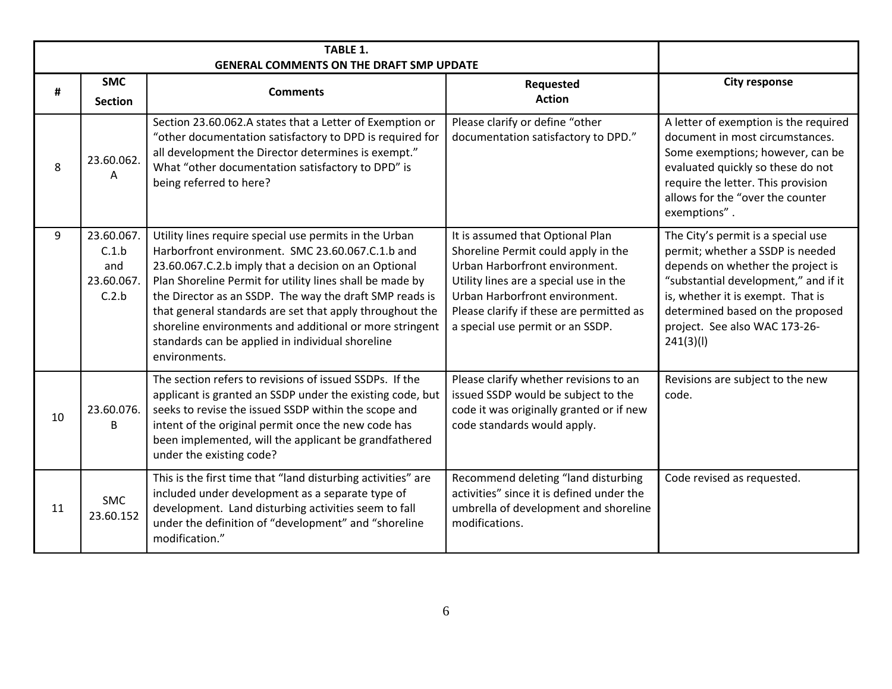| TABLE 1. GENERAL COMMENTS ON THE DRAFT SMP UPDATE | | | | |
|---|---|---|---|---|
| **#** | **SMC Section** | **Comments** | **Requested Action** | **City response** |
| 8 | 23.60.062.A | Section 23.60.062.A states that a Letter of Exemption or "other documentation satisfactory to DPD is required for all development the Director determines is exempt." What "other documentation satisfactory to DPD" is being referred to here? | Please clarify or define "other documentation satisfactory to DPD." | A letter of exemption is the required document in most circumstances. Some exemptions; however, can be evaluated quickly so these do not require the letter. This provision allows for the "over the counter exemptions" . |
| 9 | 23.60.067.C.1.b and 23.60.067.C.2.b | Utility lines require special use permits in the Urban Harborfront environment. SMC 23.60.067.C.1.b and 23.60.067.C.2.b imply that a decision on an Optional Plan Shoreline Permit for utility lines shall be made by the Director as an SSDP. The way the draft SMP reads is that general standards are set that apply throughout the shoreline environments and additional or more stringent standards can be applied in individual shoreline environments. | It is assumed that Optional Plan Shoreline Permit could apply in the Urban Harborfront environment. Utility lines are a special use in the Urban Harborfront environment. Please clarify if these are permitted as a special use permit or an SSDP. | The City's permit is a special use permit; whether a SSDP is needed depends on whether the project is "substantial development," and if it is, whether it is exempt. That is determined based on the proposed project. See also WAC 173-26-241(3)(l) |
| 10 | 23.60.076.B | The section refers to revisions of issued SSDPs. If the applicant is granted an SSDP under the existing code, but seeks to revise the issued SSDP within the scope and intent of the original permit once the new code has been implemented, will the applicant be grandfathered under the existing code? | Please clarify whether revisions to an issued SSDP would be subject to the code it was originally granted or if new code standards would apply. | Revisions are subject to the new code. |
| 11 | SMC 23.60.152 | This is the first time that "land disturbing activities" are included under development as a separate type of development. Land disturbing activities seem to fall under the definition of "development" and "shoreline modification." | Recommend deleting "land disturbing activities" since it is defined under the umbrella of development and shoreline modifications. | Code revised as requested. |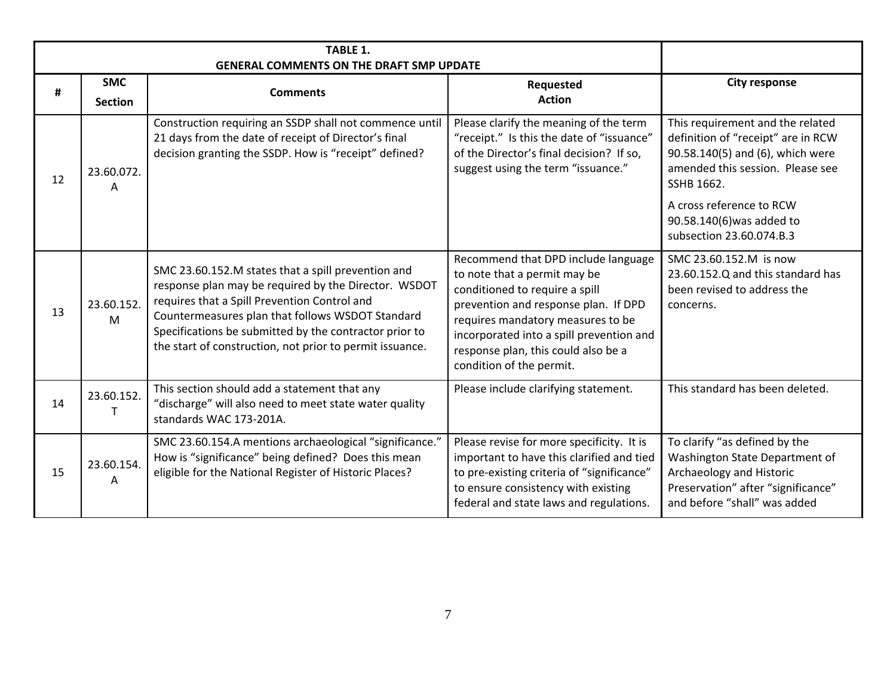| # | SMC Section | Comments | Requested Action | City response |
|---|---|---|---|---|
| TABLE 1. GENERAL COMMENTS ON THE DRAFT SMP UPDATE | | | | |
| 12 | 23.60.072.A | Construction requiring an SSDP shall not commence until 21 days from the date of receipt of Director's final decision granting the SSDP. How is "receipt" defined? | Please clarify the meaning of the term "receipt." Is this the date of "issuance" of the Director's final decision? If so, suggest using the term "issuance." | This requirement and the related definition of "receipt" are in RCW 90.58.140(5) and (6), which were amended this session. Please see SSHB 1662. A cross reference to RCW 90.58.140(6)was added to subsection 23.60.074.B.3 |
| 13 | 23.60.152.M | SMC 23.60.152.M states that a spill prevention and response plan may be required by the Director. WSDOT requires that a Spill Prevention Control and Countermeasures plan that follows WSDOT Standard Specifications be submitted by the contractor prior to the start of construction, not prior to permit issuance. | Recommend that DPD include language to note that a permit may be conditioned to require a spill prevention and response plan. If DPD requires mandatory measures to be incorporated into a spill prevention and response plan, this could also be a condition of the permit. | SMC 23.60.152.M is now 23.60.152.Q and this standard has been revised to address the concerns. |
| 14 | 23.60.152.T | This section should add a statement that any "discharge" will also need to meet state water quality standards WAC 173-201A. | Please include clarifying statement. | This standard has been deleted. |
| 15 | 23.60.154.A | SMC 23.60.154.A mentions archaeological "significance." How is "significance" being defined? Does this mean eligible for the National Register of Historic Places? | Please revise for more specificity. It is important to have this clarified and tied to pre-existing criteria of "significance" to ensure consistency with existing federal and state laws and regulations. | To clarify "as defined by the Washington State Department of Archaeology and Historic Preservation" after "significance" and before "shall" was added |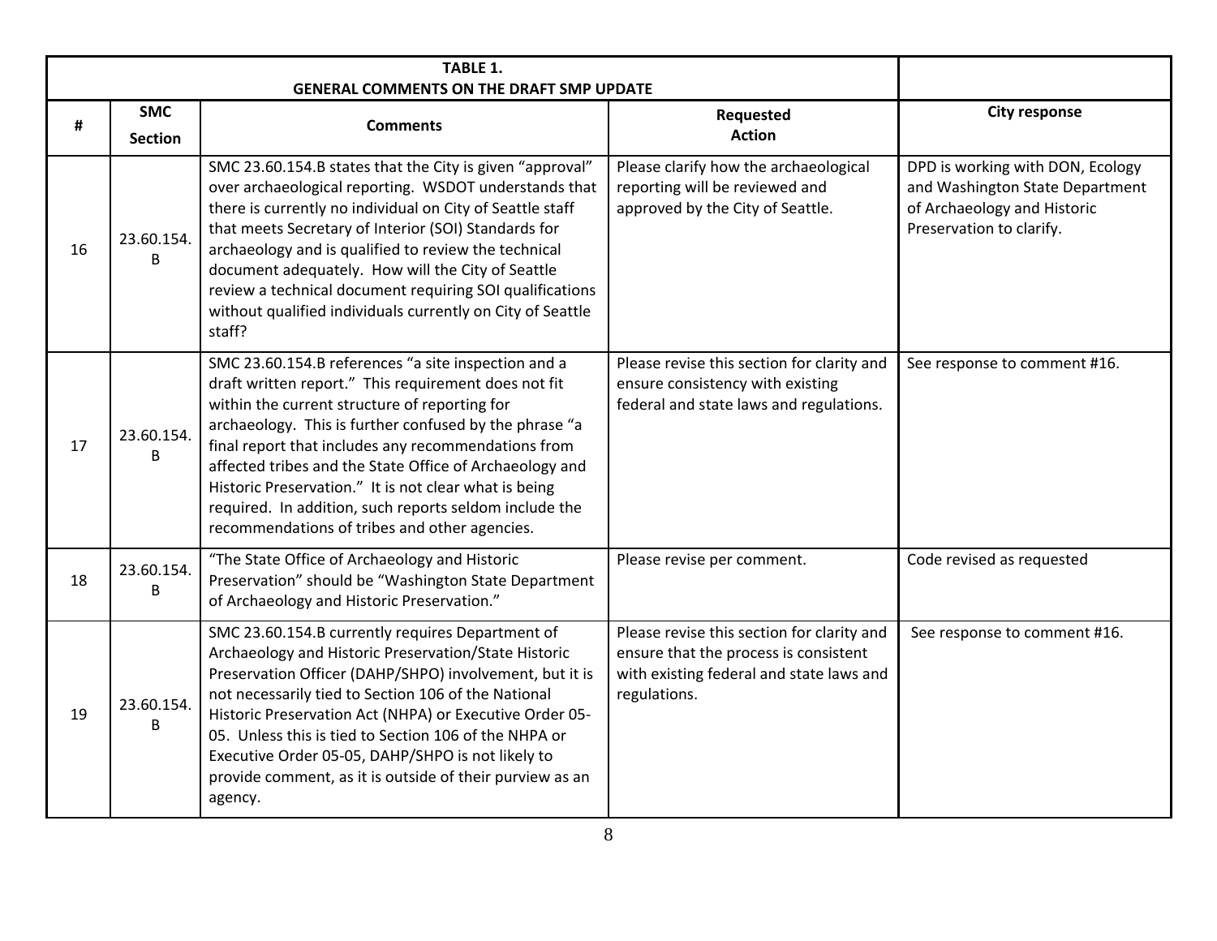| TABLE 1. GENERAL COMMENTS ON THE DRAFT SMP UPDATE | | | | |
|---|---|---|---|---|
| **#** | **SMC Section** | **Comments** | **Requested Action** | **City response** |
| 16 | 23.60.154.B | SMC 23.60.154.B states that the City is given "approval" over archaeological reporting. WSDOT understands that there is currently no individual on City of Seattle staff that meets Secretary of Interior (SOI) Standards for archaeology and is qualified to review the technical document adequately. How will the City of Seattle review a technical document requiring SOI qualifications without qualified individuals currently on City of Seattle staff? | Please clarify how the archaeological reporting will be reviewed and approved by the City of Seattle. | DPD is working with DON, Ecology and Washington State Department of Archaeology and Historic Preservation to clarify. |
| 17 | 23.60.154.B | SMC 23.60.154.B references "a site inspection and a draft written report." This requirement does not fit within the current structure of reporting for archaeology. This is further confused by the phrase "a final report that includes any recommendations from affected tribes and the State Office of Archaeology and Historic Preservation." It is not clear what is being required. In addition, such reports seldom include the recommendations of tribes and other agencies. | Please revise this section for clarity and ensure consistency with existing federal and state laws and regulations. | See response to comment #16. |
| 18 | 23.60.154.B | "The State Office of Archaeology and Historic Preservation" should be "Washington State Department of Archaeology and Historic Preservation." | Please revise per comment. | Code revised as requested |
| 19 | 23.60.154.B | SMC 23.60.154.B currently requires Department of Archaeology and Historic Preservation/State Historic Preservation Officer (DAHP/SHPO) involvement, but it is not necessarily tied to Section 106 of the National Historic Preservation Act (NHPA) or Executive Order 05-05. Unless this is tied to Section 106 of the NHPA or Executive Order 05-05, DAHP/SHPO is not likely to provide comment, as it is outside of their purview as an agency. | Please revise this section for clarity and ensure that the process is consistent with existing federal and state laws and regulations. | See response to comment #16. |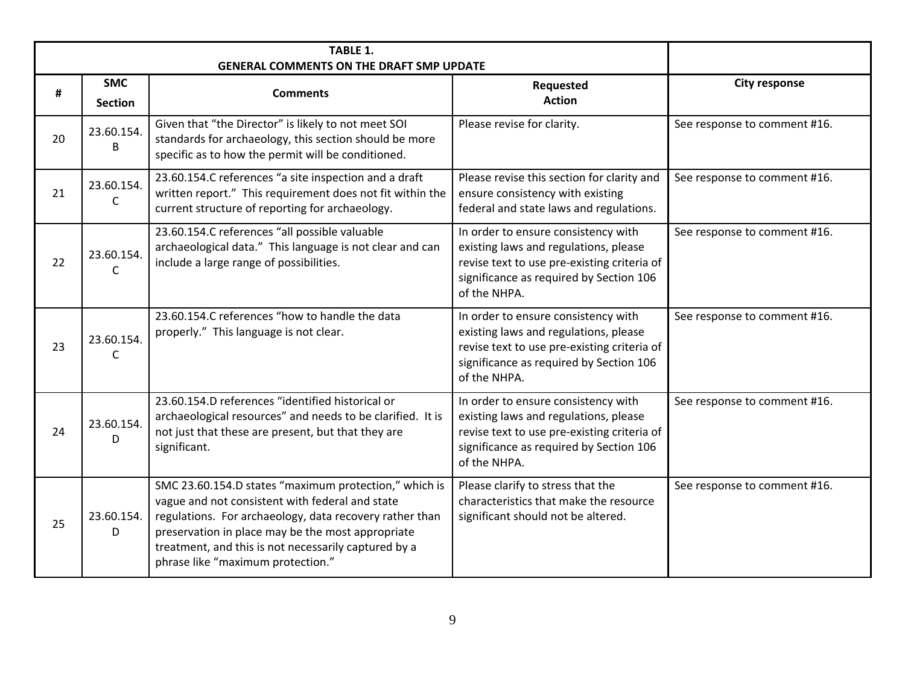| TABLE 1. GENERAL COMMENTS ON THE DRAFT SMP UPDATE | | | | |
|---|---|---|---|---|
| **#** | **SMC Section** | **Comments** | **Requested Action** | **City response** |
| 20 | 23.60.154.B | Given that "the Director" is likely to not meet SOI standards for archaeology, this section should be more specific as to how the permit will be conditioned. | Please revise for clarity. | See response to comment #16. |
| 21 | 23.60.154.C | 23.60.154.C references "a site inspection and a draft written report." This requirement does not fit within the current structure of reporting for archaeology. | Please revise this section for clarity and ensure consistency with existing federal and state laws and regulations. | See response to comment #16. |
| 22 | 23.60.154.C | 23.60.154.C references "all possible valuable archaeological data." This language is not clear and can include a large range of possibilities. | In order to ensure consistency with existing laws and regulations, please revise text to use pre-existing criteria of significance as required by Section 106 of the NHPA. | See response to comment #16. |
| 23 | 23.60.154.C | 23.60.154.C references "how to handle the data properly." This language is not clear. | In order to ensure consistency with existing laws and regulations, please revise text to use pre-existing criteria of significance as required by Section 106 of the NHPA. | See response to comment #16. |
| 24 | 23.60.154.D | 23.60.154.D references "identified historical or archaeological resources" and needs to be clarified. It is not just that these are present, but that they are significant. | In order to ensure consistency with existing laws and regulations, please revise text to use pre-existing criteria of significance as required by Section 106 of the NHPA. | See response to comment #16. |
| 25 | 23.60.154.D | SMC 23.60.154.D states "maximum protection," which is vague and not consistent with federal and state regulations. For archaeology, data recovery rather than preservation in place may be the most appropriate treatment, and this is not necessarily captured by a phrase like "maximum protection." | Please clarify to stress that the characteristics that make the resource significant should not be altered. | See response to comment #16. |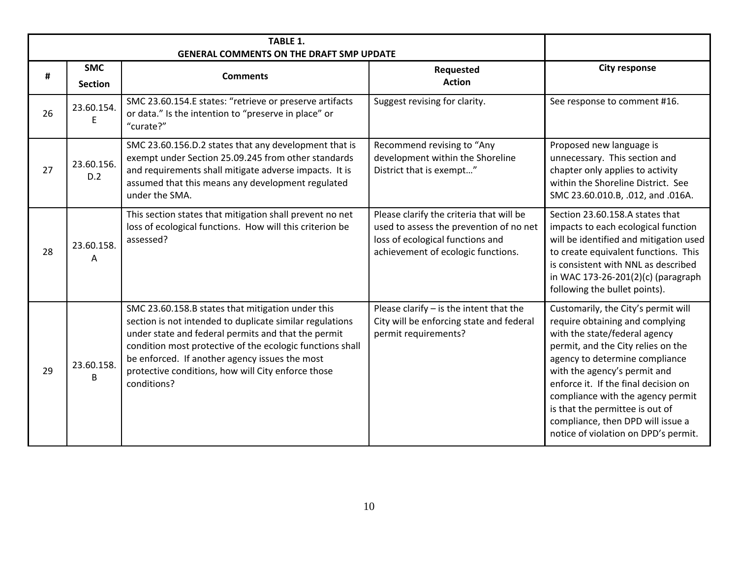| TABLE 1. GENERAL COMMENTS ON THE DRAFT SMP UPDATE | | | | |
|---|---|---|---|---|
| **#** | **SMC Section** | **Comments** | **Requested Action** | **City response** |
| 26 | 23.60.154.E | SMC 23.60.154.E states: "retrieve or preserve artifacts or data." Is the intention to "preserve in place" or "curate?" | Suggest revising for clarity. | See response to comment #16. |
| 27 | 23.60.156.D.2 | SMC 23.60.156.D.2 states that any development that is exempt under Section 25.09.245 from other standards and requirements shall mitigate adverse impacts. It is assumed that this means any development regulated under the SMA. | Recommend revising to "Any development within the Shoreline District that is exempt…" | Proposed new language is unnecessary. This section and chapter only applies to activity within the Shoreline District. See SMC 23.60.010.B, .012, and .016A. |
| 28 | 23.60.158.A | This section states that mitigation shall prevent no net loss of ecological functions. How will this criterion be assessed? | Please clarify the criteria that will be used to assess the prevention of no net loss of ecological functions and achievement of ecologic functions. | Section 23.60.158.A states that impacts to each ecological function will be identified and mitigation used to create equivalent functions. This is consistent with NNL as described in WAC 173-26-201(2)(c) (paragraph following the bullet points). |
| 29 | 23.60.158.B | SMC 23.60.158.B states that mitigation under this section is not intended to duplicate similar regulations under state and federal permits and that the permit condition most protective of the ecologic functions shall be enforced. If another agency issues the most protective conditions, how will City enforce those conditions? | Please clarify – is the intent that the City will be enforcing state and federal permit requirements? | Customarily, the City's permit will require obtaining and complying with the state/federal agency permit, and the City relies on the agency to determine compliance with the agency's permit and enforce it. If the final decision on compliance with the agency permit is that the permittee is out of compliance, then DPD will issue a notice of violation on DPD's permit. |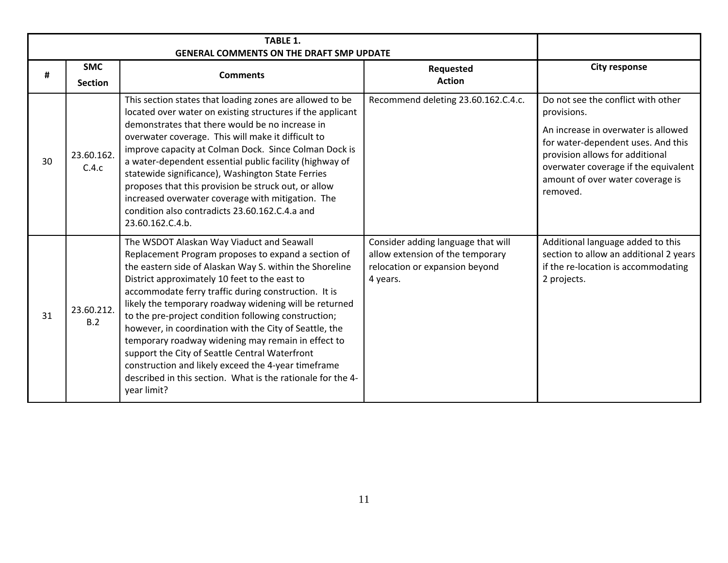| TABLE 1. GENERAL COMMENTS ON THE DRAFT SMP UPDATE | | | | |
|---|---|---|---|---|
| **#** | **SMC Section** | **Comments** | **Requested Action** | **City response** |
| 30 | 23.60.162. C.4.c | This section states that loading zones are allowed to be located over water on existing structures if the applicant demonstrates that there would be no increase in overwater coverage. This will make it difficult to improve capacity at Colman Dock. Since Colman Dock is a water-dependent essential public facility (highway of statewide significance), Washington State Ferries proposes that this provision be struck out, or allow increased overwater coverage with mitigation. The condition also contradicts 23.60.162.C.4.a and 23.60.162.C.4.b. | Recommend deleting 23.60.162.C.4.c. | Do not see the conflict with other provisions.<br><br>An increase in overwater is allowed for water-dependent uses. And this provision allows for additional overwater coverage if the equivalent amount of over water coverage is removed. |
| 31 | 23.60.212. B.2 | The WSDOT Alaskan Way Viaduct and Seawall Replacement Program proposes to expand a section of the eastern side of Alaskan Way S. within the Shoreline District approximately 10 feet to the east to accommodate ferry traffic during construction. It is likely the temporary roadway widening will be returned to the pre-project condition following construction; however, in coordination with the City of Seattle, the temporary roadway widening may remain in effect to support the City of Seattle Central Waterfront construction and likely exceed the 4-year timeframe described in this section. What is the rationale for the 4-year limit? | Consider adding language that will allow extension of the temporary relocation or expansion beyond 4 years. | Additional language added to this section to allow an additional 2 years if the re-location is accommodating 2 projects. |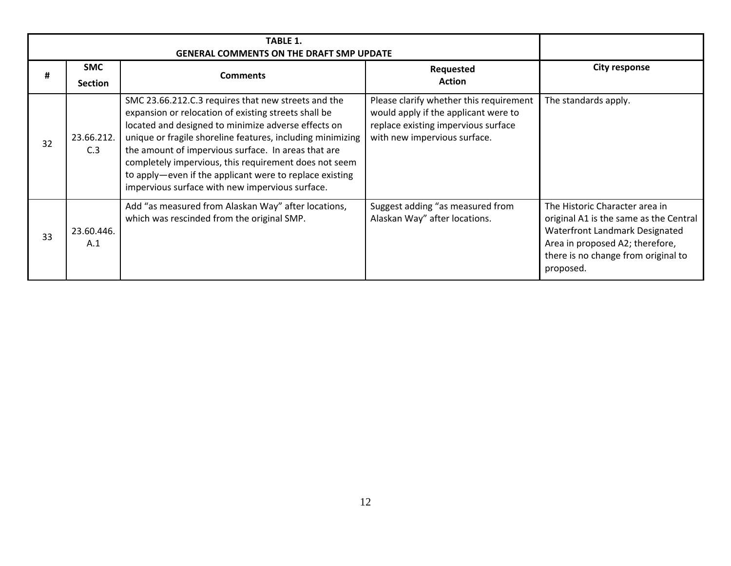| TABLE 1. GENERAL COMMENTS ON THE DRAFT SMP UPDATE | | | | |
|---|---|---|---|---|
| **#** | **SMC Section** | **Comments** | **Requested Action** | **City response** |
| 32 | 23.66.212.C.3 | SMC 23.66.212.C.3 requires that new streets and the expansion or relocation of existing streets shall be located and designed to minimize adverse effects on unique or fragile shoreline features, including minimizing the amount of impervious surface. In areas that are completely impervious, this requirement does not seem to apply—even if the applicant were to replace existing impervious surface with new impervious surface. | Please clarify whether this requirement would apply if the applicant were to replace existing impervious surface with new impervious surface. | The standards apply. |
| 33 | 23.60.446.A.1 | Add "as measured from Alaskan Way" after locations, which was rescinded from the original SMP. | Suggest adding "as measured from Alaskan Way" after locations. | The Historic Character area in original A1 is the same as the Central Waterfront Landmark Designated Area in proposed A2; therefore, there is no change from original to proposed. |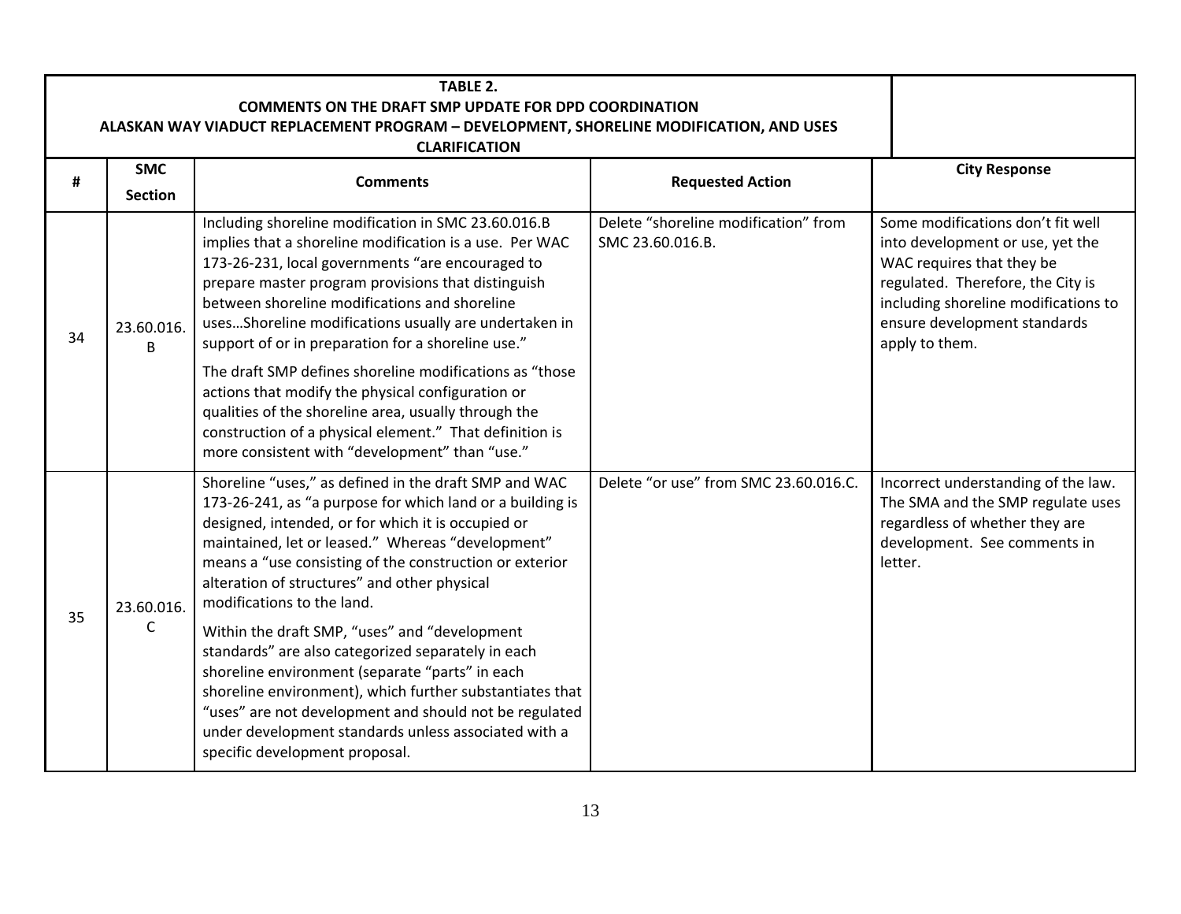**TABLE 2.**
**COMMENTS ON THE DRAFT SMP UPDATE FOR DPD COORDINATION**
**ALASKAN WAY VIADUCT REPLACEMENT PROGRAM – DEVELOPMENT, SHORELINE MODIFICATION, AND USES CLARIFICATION**

| # | SMC Section | Comments | Requested Action | City Response |
|---|---|---|---|---|
| 34 | 23.60.016. B | Including shoreline modification in SMC 23.60.016.B implies that a shoreline modification is a use. Per WAC 173-26-231, local governments "are encouraged to prepare master program provisions that distinguish between shoreline modifications and shoreline uses…Shoreline modifications usually are undertaken in support of or in preparation for a shoreline use."<br><br>The draft SMP defines shoreline modifications as "those actions that modify the physical configuration or qualities of the shoreline area, usually through the construction of a physical element." That definition is more consistent with "development" than "use." | Delete "shoreline modification" from SMC 23.60.016.B. | Some modifications don't fit well into development or use, yet the WAC requires that they be regulated. Therefore, the City is including shoreline modifications to ensure development standards apply to them. |
| 35 | 23.60.016. C | Shoreline "uses," as defined in the draft SMP and WAC 173-26-241, as "a purpose for which land or a building is designed, intended, or for which it is occupied or maintained, let or leased." Whereas "development" means a "use consisting of the construction or exterior alteration of structures" and other physical modifications to the land.<br><br>Within the draft SMP, "uses" and "development standards" are also categorized separately in each shoreline environment (separate "parts" in each shoreline environment), which further substantiates that "uses" are not development and should not be regulated under development standards unless associated with a specific development proposal. | Delete "or use" from SMC 23.60.016.C. | Incorrect understanding of the law. The SMA and the SMP regulate uses regardless of whether they are development. See comments in letter. |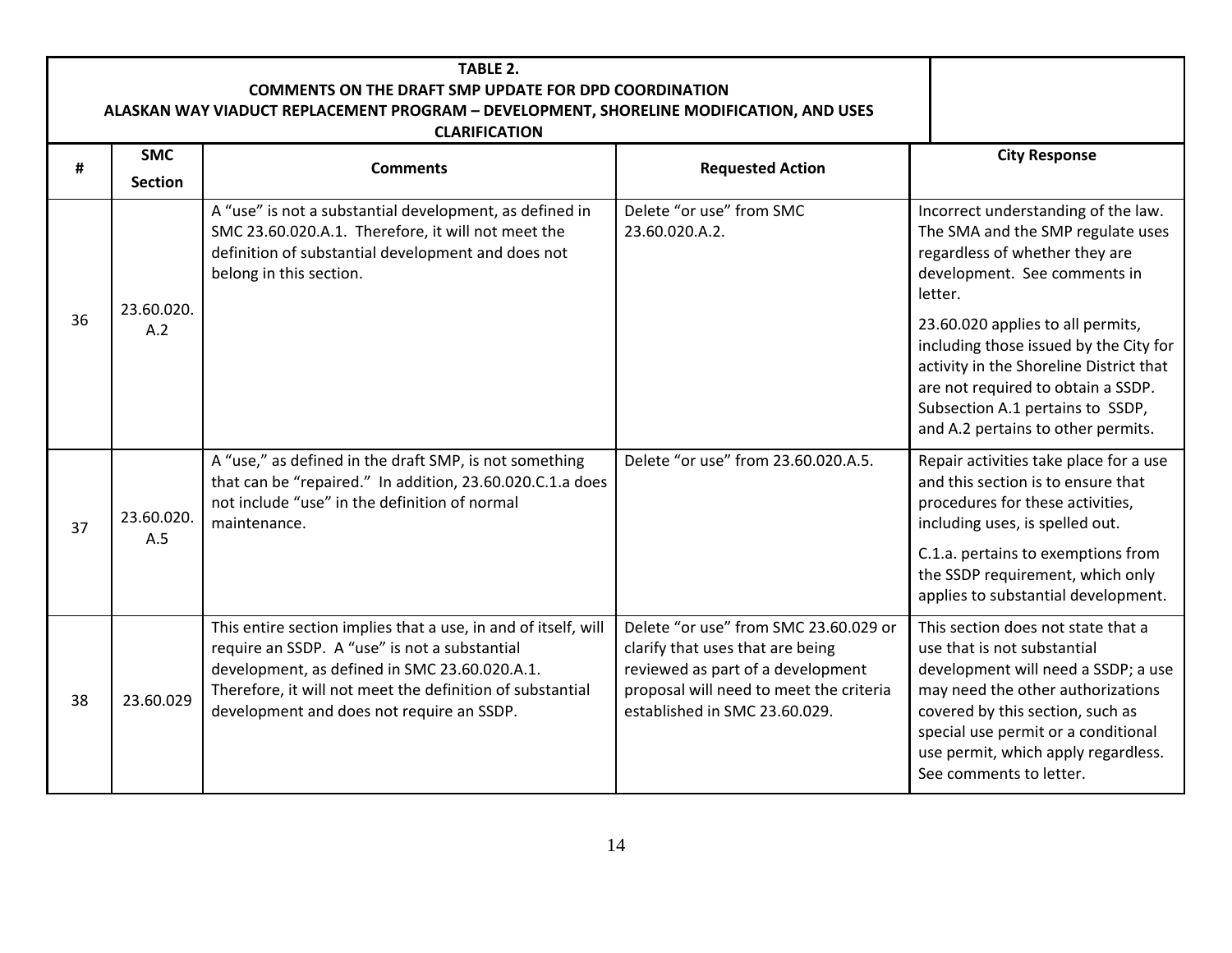| TABLE 2. COMMENTS ON THE DRAFT SMP UPDATE FOR DPD COORDINATION ALASKAN WAY VIADUCT REPLACEMENT PROGRAM – DEVELOPMENT, SHORELINE MODIFICATION, AND USES CLARIFICATION | | | | |
|---|---|---|---|---|
| **#** | **SMC Section** | **Comments** | **Requested Action** | **City Response** |
| 36 | 23.60.020.A.2 | A "use" is not a substantial development, as defined in SMC 23.60.020.A.1. Therefore, it will not meet the definition of substantial development and does not belong in this section. | Delete "or use" from SMC 23.60.020.A.2. | Incorrect understanding of the law. The SMA and the SMP regulate uses regardless of whether they are development. See comments in letter.<br><br>23.60.020 applies to all permits, including those issued by the City for activity in the Shoreline District that are not required to obtain a SSDP. Subsection A.1 pertains to SSDP, and A.2 pertains to other permits. |
| 37 | 23.60.020.A.5 | A "use," as defined in the draft SMP, is not something that can be "repaired." In addition, 23.60.020.C.1.a does not include "use" in the definition of normal maintenance. | Delete "or use" from 23.60.020.A.5. | Repair activities take place for a use and this section is to ensure that procedures for these activities, including uses, is spelled out.<br><br>C.1.a. pertains to exemptions from the SSDP requirement, which only applies to substantial development. |
| 38 | 23.60.029 | This entire section implies that a use, in and of itself, will require an SSDP. A "use" is not a substantial development, as defined in SMC 23.60.020.A.1. Therefore, it will not meet the definition of substantial development and does not require an SSDP. | Delete "or use" from SMC 23.60.029 or clarify that uses that are being reviewed as part of a development proposal will need to meet the criteria established in SMC 23.60.029. | This section does not state that a use that is not substantial development will need a SSDP; a use may need the other authorizations covered by this section, such as special use permit or a conditional use permit, which apply regardless. See comments to letter. |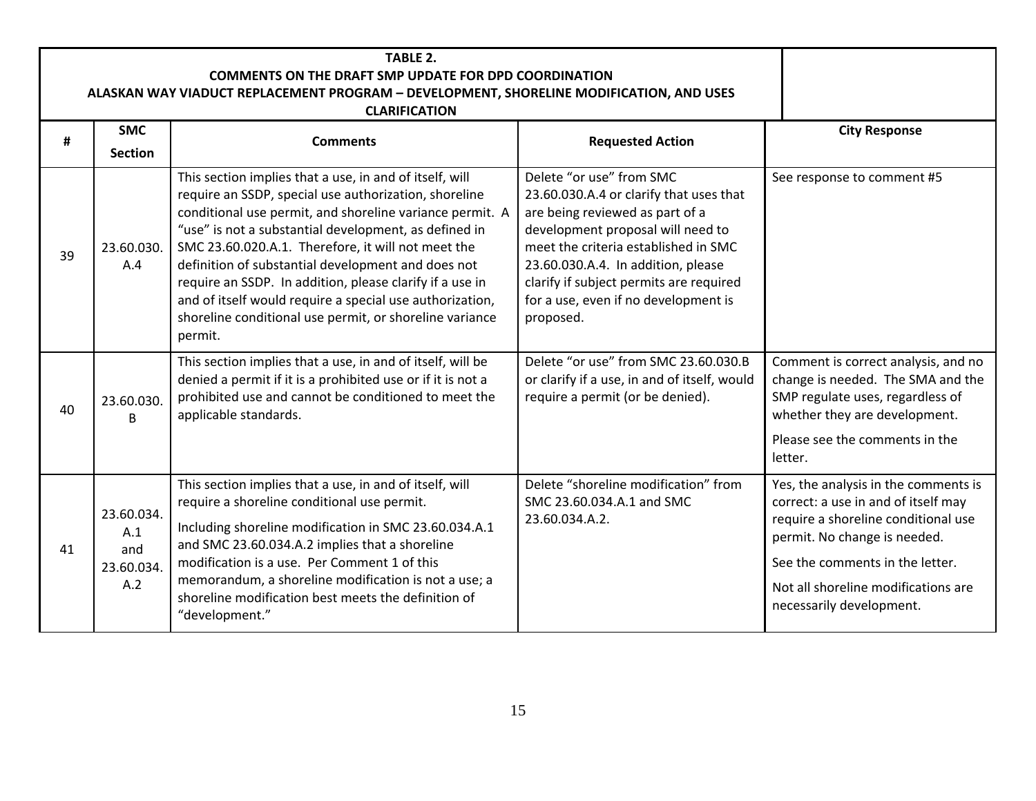**TABLE 2.**
**COMMENTS ON THE DRAFT SMP UPDATE FOR DPD COORDINATION**
**ALASKAN WAY VIADUCT REPLACEMENT PROGRAM – DEVELOPMENT, SHORELINE MODIFICATION, AND USES CLARIFICATION**

| # | SMC Section | Comments | Requested Action | City Response |
|---|---|---|---|---|
| 39 | 23.60.030.A.4 | This section implies that a use, in and of itself, will require an SSDP, special use authorization, shoreline conditional use permit, and shoreline variance permit. A "use" is not a substantial development, as defined in SMC 23.60.020.A.1. Therefore, it will not meet the definition of substantial development and does not require an SSDP. In addition, please clarify if a use in and of itself would require a special use authorization, shoreline conditional use permit, or shoreline variance permit. | Delete "or use" from SMC 23.60.030.A.4 or clarify that uses that are being reviewed as part of a development proposal will need to meet the criteria established in SMC 23.60.030.A.4. In addition, please clarify if subject permits are required for a use, even if no development is proposed. | See response to comment #5 |
| 40 | 23.60.030.B | This section implies that a use, in and of itself, will be denied a permit if it is a prohibited use or if it is not a prohibited use and cannot be conditioned to meet the applicable standards. | Delete "or use" from SMC 23.60.030.B or clarify if a use, in and of itself, would require a permit (or be denied). | Comment is correct analysis, and no change is needed. The SMA and the SMP regulate uses, regardless of whether they are development.<br><br>Please see the comments in the letter. |
| 41 | 23.60.034.A.1 and 23.60.034.A.2 | This section implies that a use, in and of itself, will require a shoreline conditional use permit.<br><br>Including shoreline modification in SMC 23.60.034.A.1 and SMC 23.60.034.A.2 implies that a shoreline modification is a use. Per Comment 1 of this memorandum, a shoreline modification is not a use; a shoreline modification best meets the definition of "development." | Delete "shoreline modification" from SMC 23.60.034.A.1 and SMC 23.60.034.A.2. | Yes, the analysis in the comments is correct: a use in and of itself may require a shoreline conditional use permit. No change is needed.<br><br>See the comments in the letter.<br><br>Not all shoreline modifications are necessarily development. |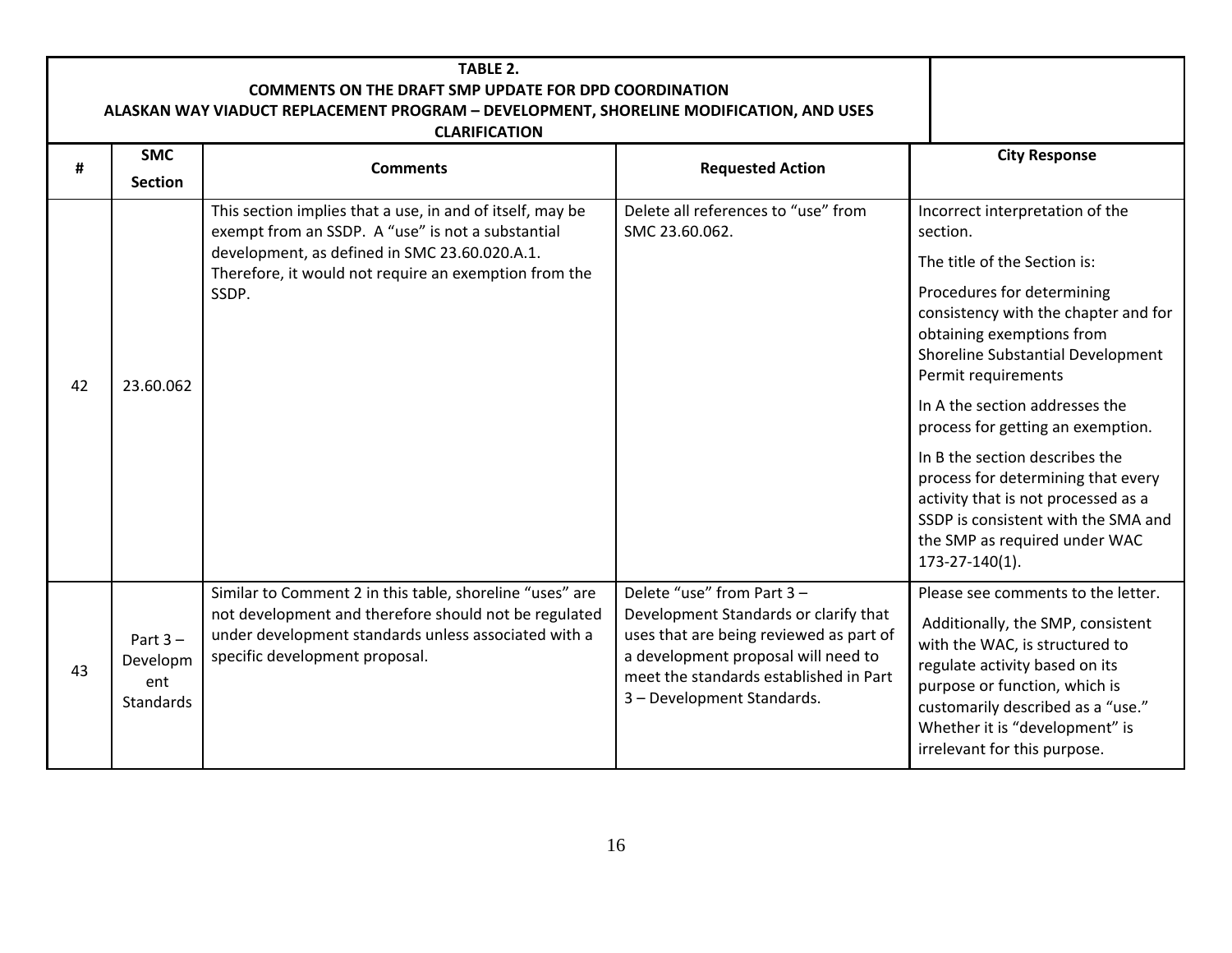**TABLE 2.**
**COMMENTS ON THE DRAFT SMP UPDATE FOR DPD COORDINATION**
**ALASKAN WAY VIADUCT REPLACEMENT PROGRAM – DEVELOPMENT, SHORELINE MODIFICATION, AND USES CLARIFICATION**

| # | SMC Section | Comments | Requested Action | City Response |
|---|---|---|---|---|
| 42 | 23.60.062 | This section implies that a use, in and of itself, may be exempt from an SSDP. A "use" is not a substantial development, as defined in SMC 23.60.020.A.1. Therefore, it would not require an exemption from the SSDP. | Delete all references to "use" from SMC 23.60.062. | Incorrect interpretation of the section.<br><br>The title of the Section is:<br><br>Procedures for determining consistency with the chapter and for obtaining exemptions from Shoreline Substantial Development Permit requirements<br><br>In A the section addresses the process for getting an exemption.<br><br>In B the section describes the process for determining that every activity that is not processed as a SSDP is consistent with the SMA and the SMP as required under WAC 173-27-140(1). |
| 43 | Part 3 – Development Standards | Similar to Comment 2 in this table, shoreline "uses" are not development and therefore should not be regulated under development standards unless associated with a specific development proposal. | Delete "use" from Part 3 – Development Standards or clarify that uses that are being reviewed as part of a development proposal will need to meet the standards established in Part 3 – Development Standards. | Please see comments to the letter.<br><br>Additionally, the SMP, consistent with the WAC, is structured to regulate activity based on its purpose or function, which is customarily described as a "use." Whether it is "development" is irrelevant for this purpose. |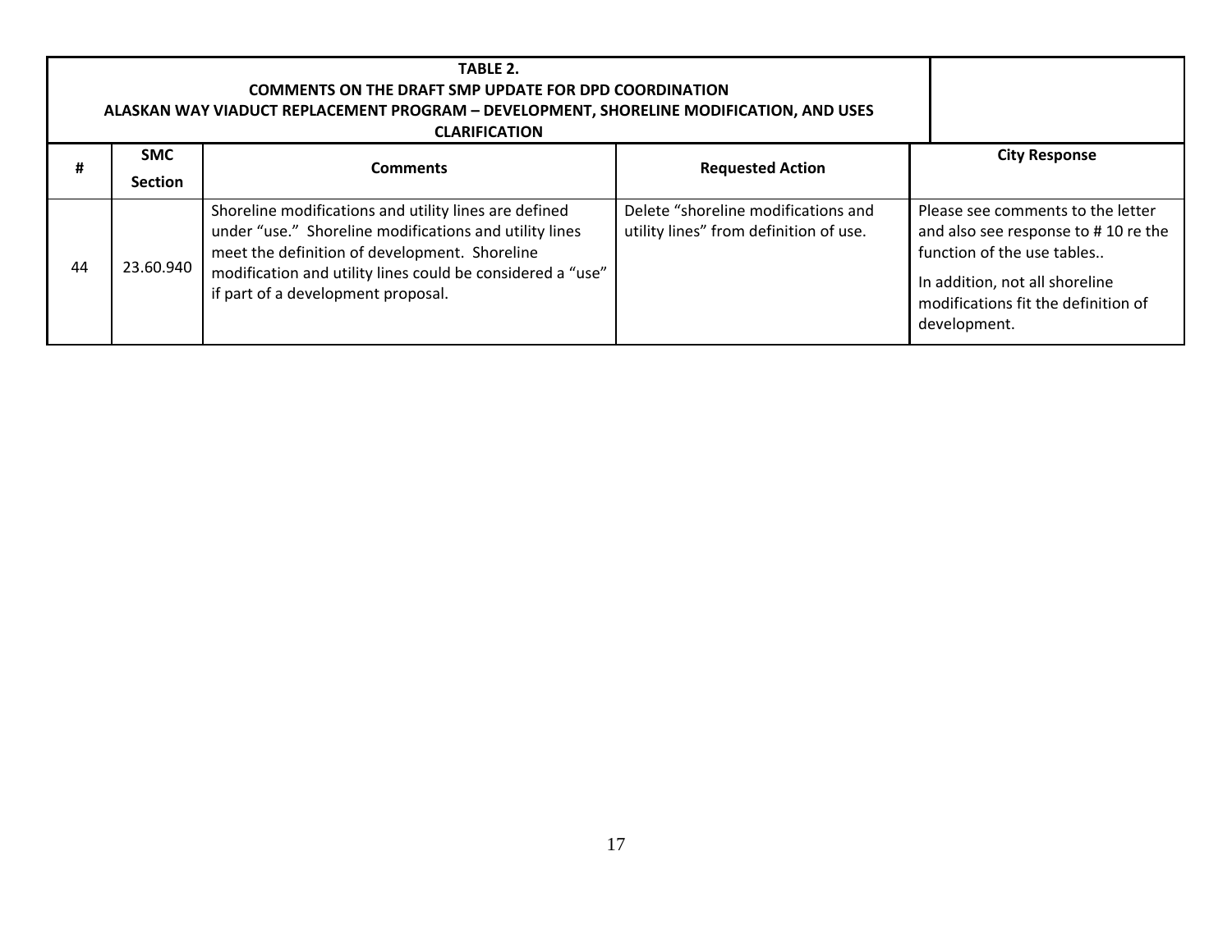**TABLE 2.**
**COMMENTS ON THE DRAFT SMP UPDATE FOR DPD COORDINATION**
**ALASKAN WAY VIADUCT REPLACEMENT PROGRAM – DEVELOPMENT, SHORELINE MODIFICATION, AND USES CLARIFICATION**

| # | SMC Section | Comments | Requested Action | City Response |
|---|---|---|---|---|
| 44 | 23.60.940 | Shoreline modifications and utility lines are defined under "use." Shoreline modifications and utility lines meet the definition of development. Shoreline modification and utility lines could be considered a "use" if part of a development proposal. | Delete "shoreline modifications and utility lines" from definition of use. | Please see comments to the letter and also see response to # 10 re the function of the use tables.. In addition, not all shoreline modifications fit the definition of development. |